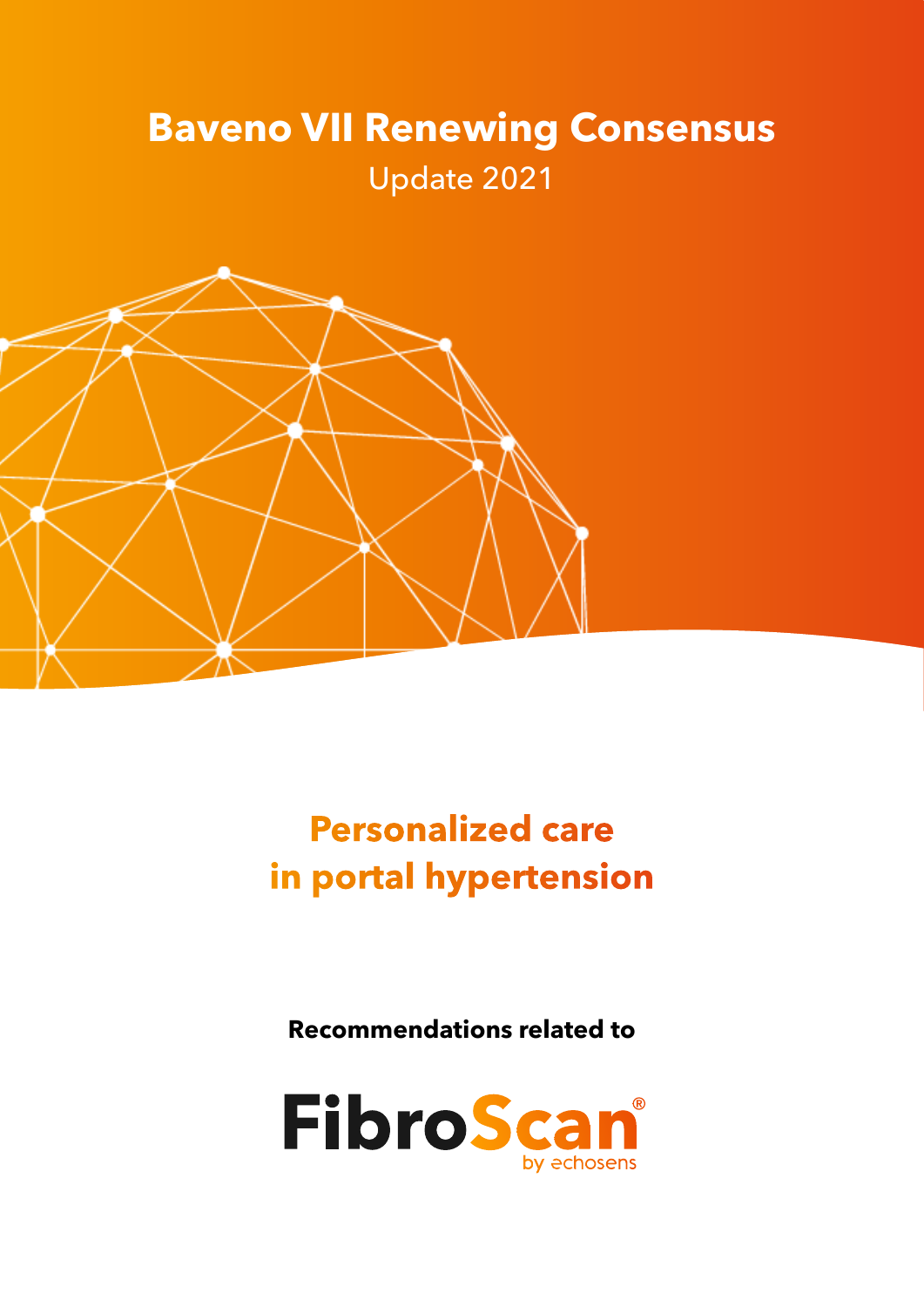# Baveno VII Renewing Consensus

Update 2021

## Personalized care in portal hypertension

**Recommendations related to**

FibroScan® by echosens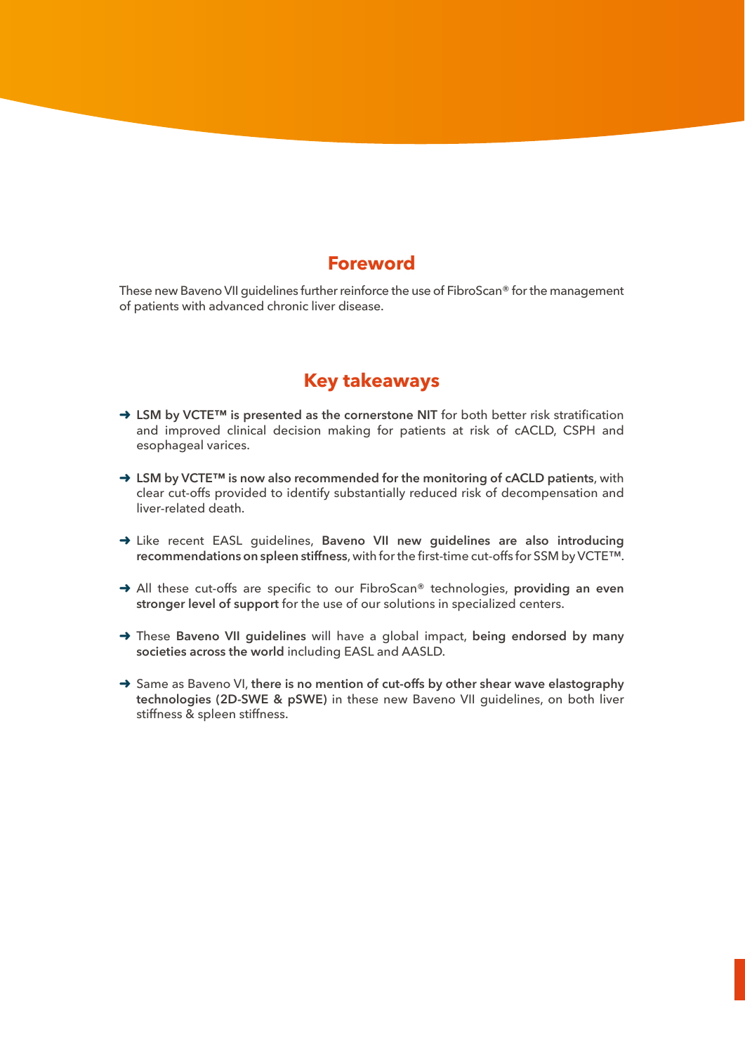## Foreword

These new Baveno VII guidelines further reinforce the use of FibroScan® for the management of patients with advanced chronic liver disease.

## Key takeaways

- ➜ **LSM by VCTE™ is presented as the cornerstone NIT** for both better risk stratification and improved clinical decision making for patients at risk of cACLD, CSPH and esophageal varices.
- ➜ **LSM by VCTE™ is now also recommended for the monitoring of cACLD patients**, with clear cut-offs provided to identify substantially reduced risk of decompensation and liver-related death.
- ➜ Like recent EASL guidelines, **Baveno VII new guidelines are also introducing recommendations on spleen stiffness**, with for the first-time cut-offs for SSM by VCTE™.
- ➜ All these cut-offs are specific to our FibroScan® technologies, **providing an even stronger level of support** for the use of our solutions in specialized centers.
- ➜ These **Baveno VII guidelines** will have a global impact, **being endorsed by many societies across the world** including EASL and AASLD.
- ➜ Same as Baveno VI, **there is no mention of cut-offs by other shear wave elastography technologies (2D-SWE & pSWE)** in these new Baveno VII guidelines, on both liver stiffness & spleen stiffness.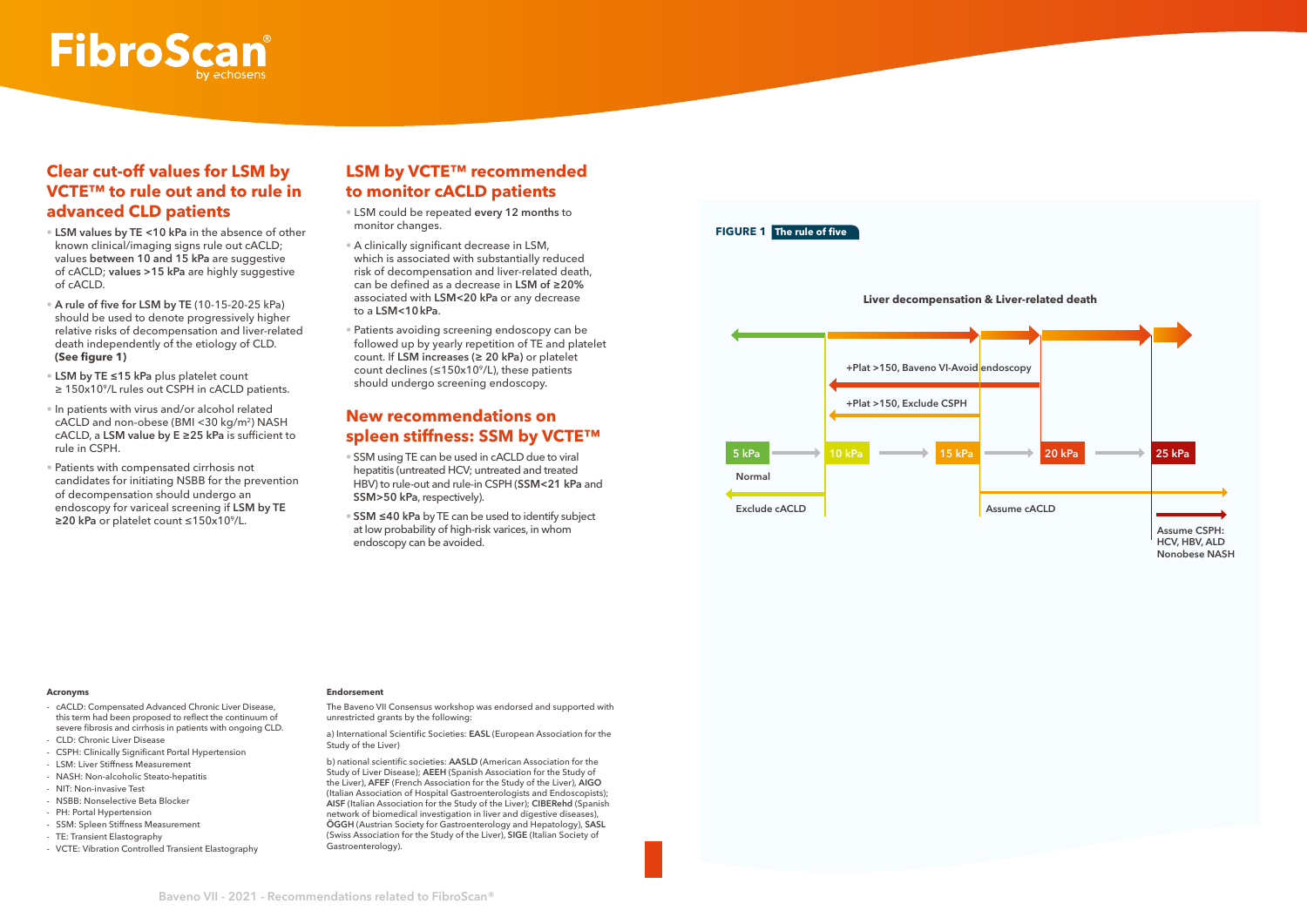# FibroScan® by echosens

## Clear cut-off values for LSM by VCTE™ to rule out and to rule in advanced CLD patients

- **LSM values by TE <10 kPa** in the absence of other known clinical/imaging signs rule out cACLD; values **between 10 and 15 kPa** are suggestive of cACLD; **values >15 kPa** are highly suggestive of cACLD.
- **A rule of five for LSM by TE** (10-15-20-25 kPa) should be used to denote progressively higher relative risks of decompensation and liver-related death independently of the etiology of CLD. **(See figure 1)**
- **LSM by TE ≤15 kPa** plus platelet count ≥ $150x10^9$/L rules out CSPH in cACLD patients.
- In patients with virus and/or alcohol related cACLD and non-obese (BMI <30 kg/m²) NASH cACLD, a **LSM value by E ≥25 kPa** is sufficient to rule in CSPH.
- Patients with compensated cirrhosis not candidates for initiating NSBB for the prevention of decompensation should undergo an endoscopy for variceal screening if **LSM by TE ≥20 kPa** or platelet count ≤$150x10^9$/L.

## LSM by VCTE™ recommended to monitor cACLD patients

- LSM could be repeated **every 12 months** to monitor changes.
- A clinically significant decrease in LSM, which is associated with substantially reduced risk of decompensation and liver-related death, can be defined as a decrease in **LSM of ≥20%** associated with **LSM<20 kPa** or any decrease to a **LSM<10 kPa**.
- Patients avoiding screening endoscopy can be followed up by yearly repetition of TE and platelet count. If **LSM increases (≥ 20 kPa)** or platelet count declines (≤$150x10^9$/L), these patients should undergo screening endoscopy.

## New recommendations on spleen stiffness: SSM by VCTE™

- SSM using TE can be used in cACLD due to viral hepatitis (untreated HCV; untreated and treated HBV) to rule-out and rule-in CSPH (**SSM<21 kPa** and **SSM>50 kPa**, respectively).
- **SSM ≤40 kPa** by TE can be used to identify subject at low probability of high-risk varices, in whom endoscopy can be avoided.

**FIGURE 1** **The rule of five**

Liver decompensation & Liver-related death

+Plat >150, Baveno VI-Avoid endoscopy

+Plat >150, Exclude CSPH

5 kPa → 10 kPa → 15 kPa → 20 kPa → 25 kPa

Normal

Exclude cACLD

Assume cACLD

Assume CSPH: HCV, HBV, ALD Nonobese NASH

#### Acronyms

- cACLD: Compensated Advanced Chronic Liver Disease, this term had been proposed to reflect the continuum of severe fibrosis and cirrhosis in patients with ongoing CLD.
- CLD: Chronic Liver Disease
- CSPH: Clinically Significant Portal Hypertension
- LSM: Liver Stiffness Measurement
- NASH: Non-alcoholic Steato-hepatitis
- NIT: Non-invasive Test
- NSBB: Nonselective Beta Blocker
- PH: Portal Hypertension
- SSM: Spleen Stiffness Measurement
- TE: Transient Elastography
- VCTE: Vibration Controlled Transient Elastography

#### Endorsement

The Baveno VII Consensus workshop was endorsed and supported with unrestricted grants by the following:

a) International Scientific Societies: **EASL** (European Association for the Study of the Liver)

b) national scientific societies: **AASLD** (American Association for the Study of Liver Disease); **AEEH** (Spanish Association for the Study of the Liver), **AFEF** (French Association for the Study of the Liver), **AIGO** (Italian Association of Hospital Gastroenterologists and Endoscopists); **AISF** (Italian Association for the Study of the Liver); **CIBERehd** (Spanish network of biomedical investigation in liver and digestive diseases), **ÖGGH** (Austrian Society for Gastroenterology and Hepatology), **SASL** (Swiss Association for the Study of the Liver), **SIGE** (Italian Society of Gastroenterology).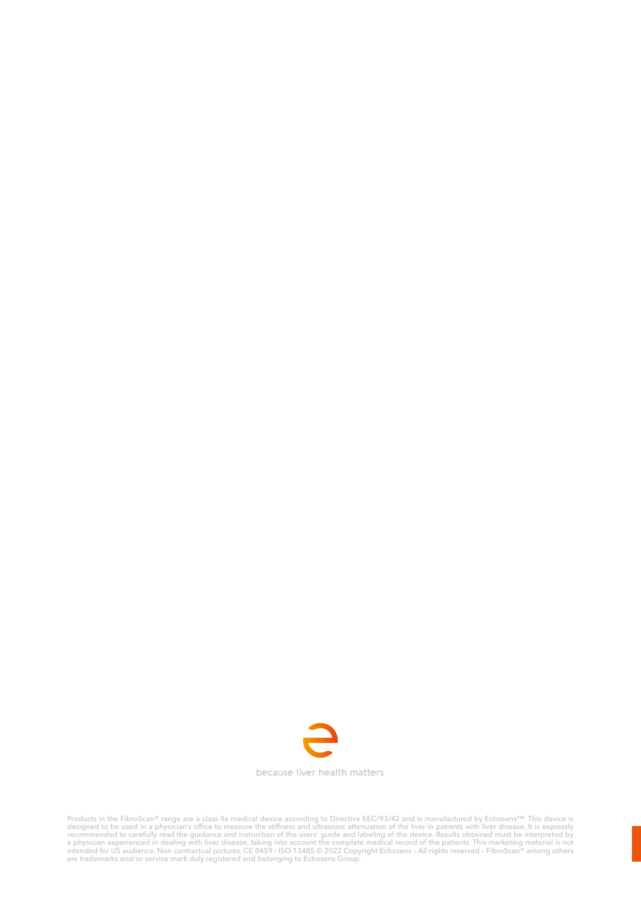because liver health matters

Products in the FibroScan® range are a class IIa medical device according to Directive EEC/93/42 and is manufactured by Echosens™. This device is designed to be used in a physician's office to measure the stiffness and ultrasonic attenuation of the liver in patients with liver disease. It is expressly recommended to carefully read the guidance and instruction of the users' guide and labeling of the device. Results obtained must be interpreted by a physician experienced in dealing with liver disease, taking into account the complete medical record of the patients. This marketing material is not intended for US audience. Non contractual pictures. CE 0459 - ISO 13485 © 2022 Copyright Echosens – All rights reserved – FibroScan® among others are trademarks and/or service mark duly registered and belonging to Echosens Group.